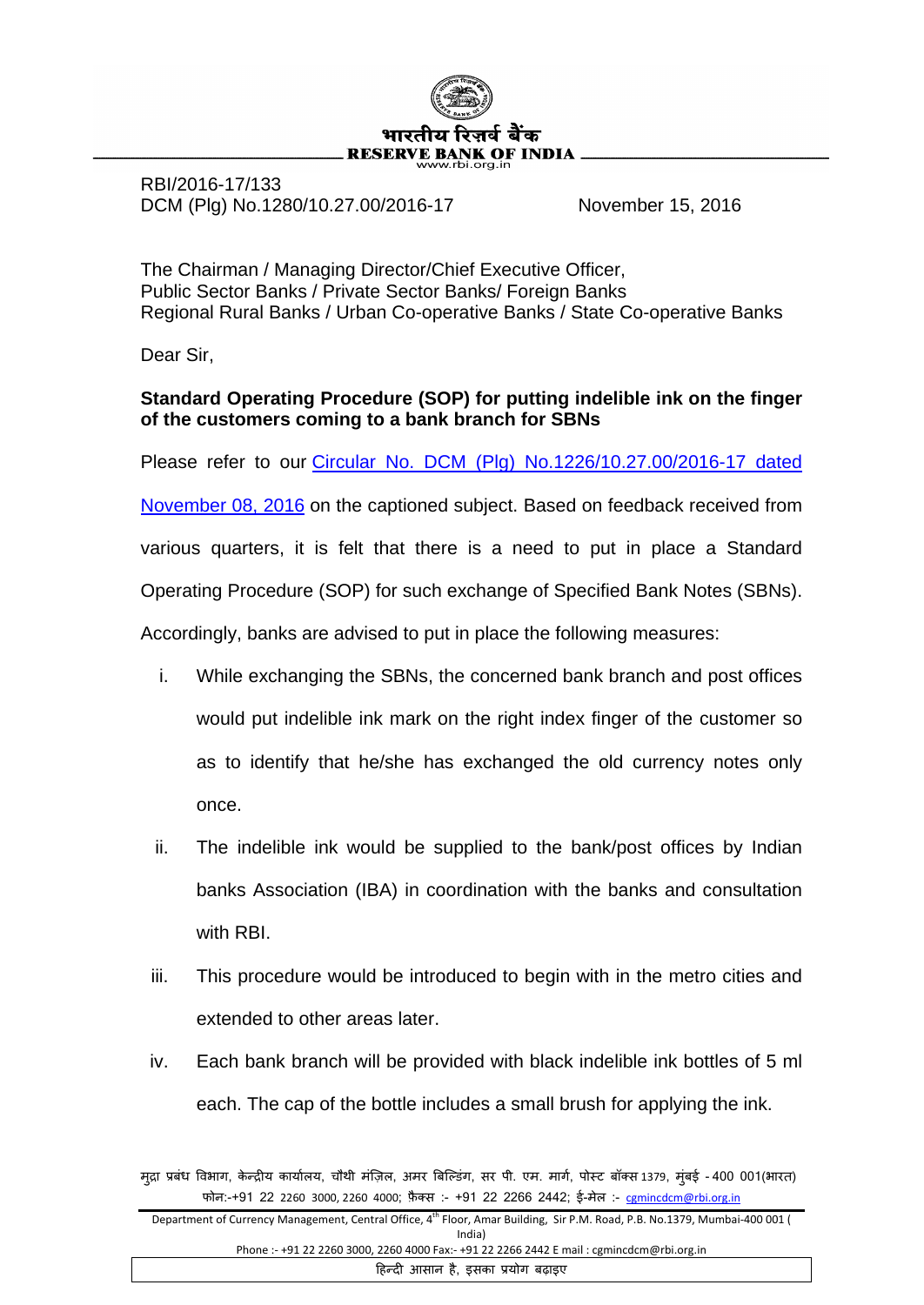भारतीय रिज़र्व बैंक
RESERVE BANK OF INDIA
www.rbi.org.in

RBI/2016-17/133
DCM (Plg) No.1280/10.27.00/2016-17 November 15, 2016

The Chairman / Managing Director/Chief Executive Officer,
Public Sector Banks / Private Sector Banks/ Foreign Banks
Regional Rural Banks / Urban Co-operative Banks / State Co-operative Banks

Dear Sir,

**Standard Operating Procedure (SOP) for putting indelible ink on the finger of the customers coming to a bank branch for SBNs**

Please refer to our [Circular No. DCM (Plg) No.1226/10.27.00/2016-17 dated November 08, 2016] on the captioned subject. Based on feedback received from various quarters, it is felt that there is a need to put in place a Standard Operating Procedure (SOP) for such exchange of Specified Bank Notes (SBNs). Accordingly, banks are advised to put in place the following measures:

i. While exchanging the SBNs, the concerned bank branch and post offices would put indelible ink mark on the right index finger of the customer so as to identify that he/she has exchanged the old currency notes only once.

ii. The indelible ink would be supplied to the bank/post offices by Indian banks Association (IBA) in coordination with the banks and consultation with RBI.

iii. This procedure would be introduced to begin with in the metro cities and extended to other areas later.

iv. Each bank branch will be provided with black indelible ink bottles of 5 ml each. The cap of the bottle includes a small brush for applying the ink.

मुद्रा प्रबंध विभाग, केन्द्रीय कार्यालय, चौथी मंज़िल, अमर बिल्डिंग, सर पी. एम. मार्ग, पोस्ट बॉक्स 1379, मुंबई - 400 001(भारत)
फोन:-+91 22 2260 3000, 2260 4000; फ़ैक्स :- +91 22 2266 2442; ई-मेल :- cgmincdcm@rbi.org.in

Department of Currency Management, Central Office, 4th Floor, Amar Building, Sir P.M. Road, P.B. No.1379, Mumbai-400 001 (India)
Phone :- +91 22 2260 3000, 2260 4000 Fax:- +91 22 2266 2442 E mail : cgmincdcm@rbi.org.in

हिन्दी आसान है, इसका प्रयोग बढ़ाइए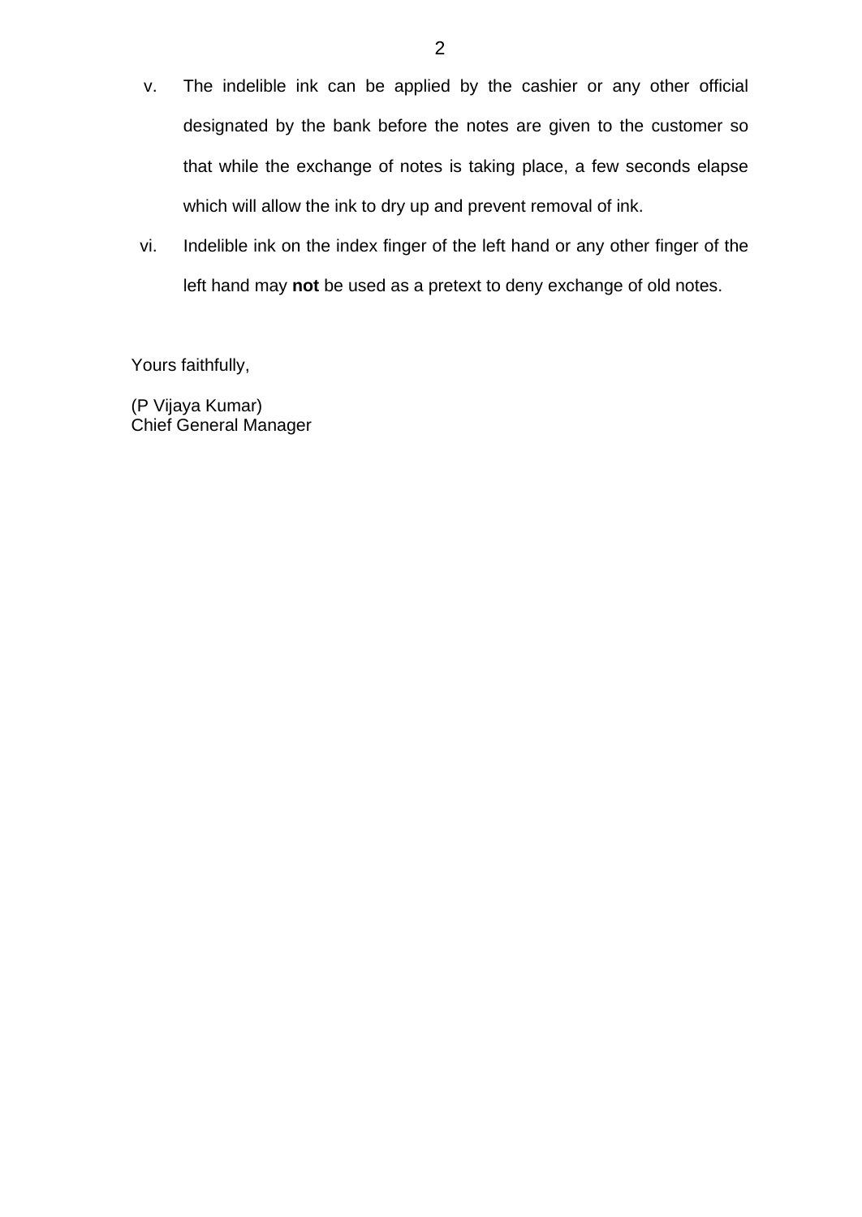v. The indelible ink can be applied by the cashier or any other official designated by the bank before the notes are given to the customer so that while the exchange of notes is taking place, a few seconds elapse which will allow the ink to dry up and prevent removal of ink.

vi. Indelible ink on the index finger of the left hand or any other finger of the left hand may **not** be used as a pretext to deny exchange of old notes.

Yours faithfully,

(P Vijaya Kumar)
Chief General Manager